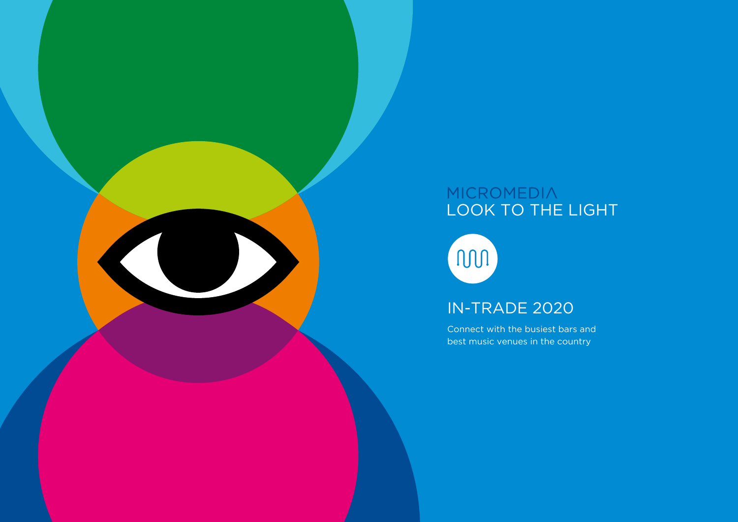MICROMEDIA

# LOOK TO THE LIGHT

## IN-TRADE 2020

Connect with the busiest bars and best music venues in the country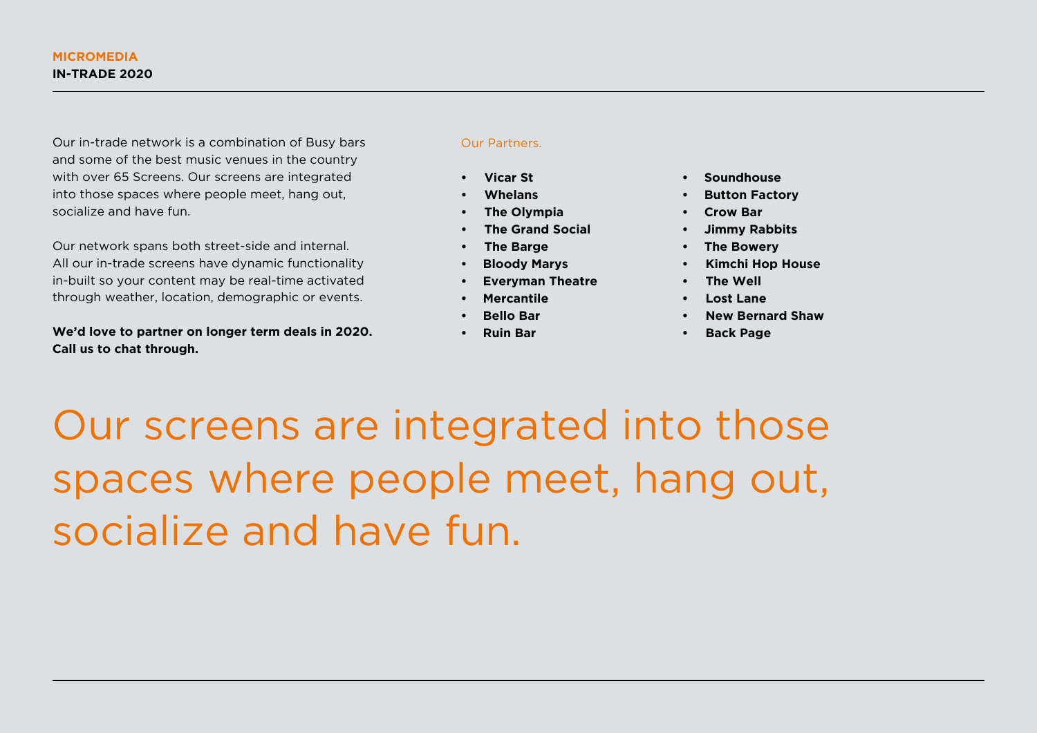**MICROMEDIA**
**IN-TRADE 2020**

Our in-trade network is a combination of Busy bars and some of the best music venues in the country with over 65 Screens. Our screens are integrated into those spaces where people meet, hang out, socialize and have fun.

Our network spans both street-side and internal. All our in-trade screens have dynamic functionality in-built so your content may be real-time activated through weather, location, demographic or events.

**We'd love to partner on longer term deals in 2020. Call us to chat through.**

Our Partners.

- **Vicar St**
- **Whelans**
- **The Olympia**
- **The Grand Social**
- **The Barge**
- **Bloody Marys**
- **Everyman Theatre**
- **Mercantile**
- **Bello Bar**
- **Ruin Bar**
- **Soundhouse**
- **Button Factory**
- **Crow Bar**
- **Jimmy Rabbits**
- **The Bowery**
- **Kimchi Hop House**
- **The Well**
- **Lost Lane**
- **New Bernard Shaw**
- **Back Page**

# Our screens are integrated into those spaces where people meet, hang out, socialize and have fun.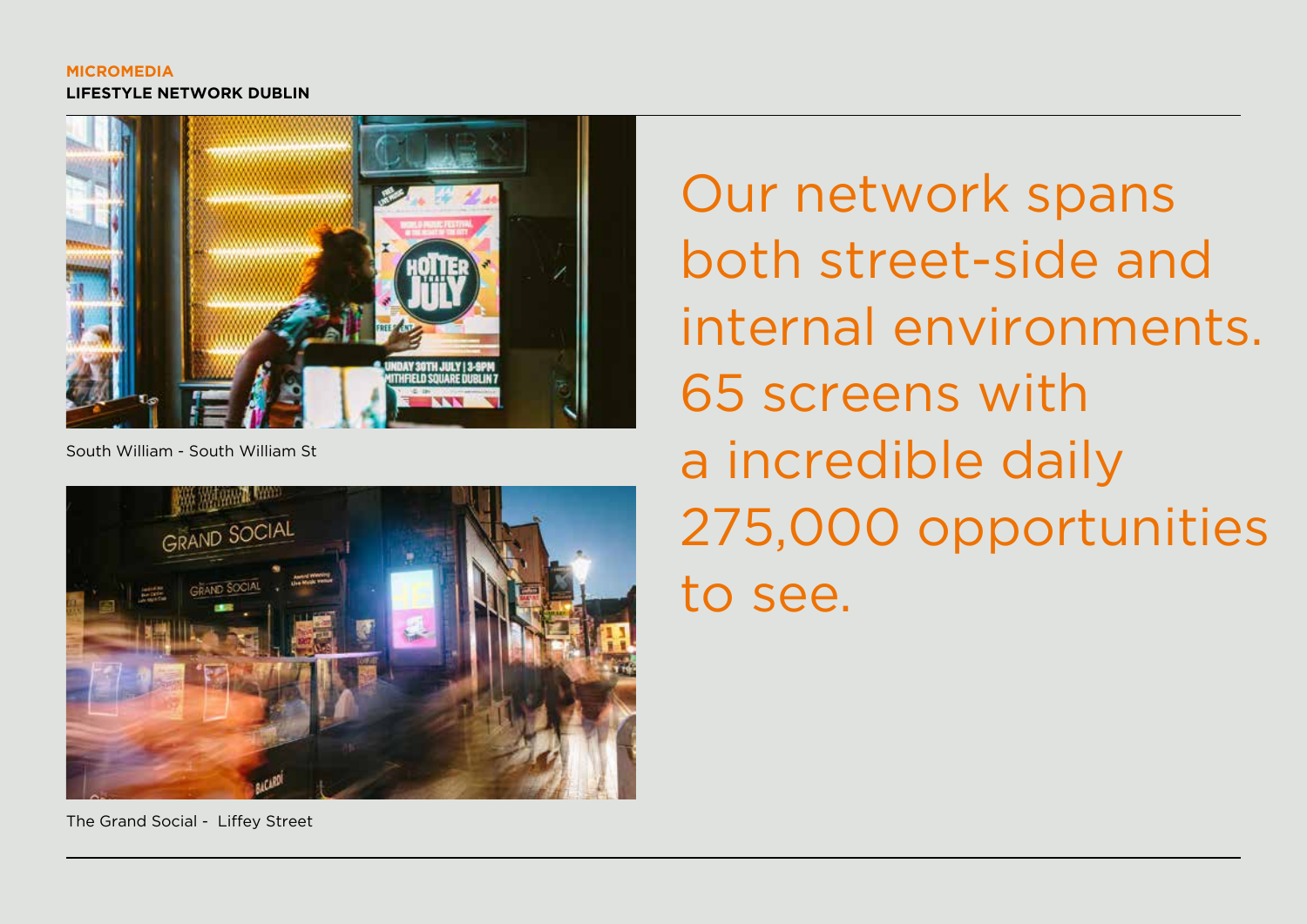**MICROMEDIA**
**LIFESTYLE NETWORK DUBLIN**

South William - South William St

The Grand Social - Liffey Street

Our network spans both street-side and internal environments. 65 screens with a incredible daily 275,000 opportunities to see.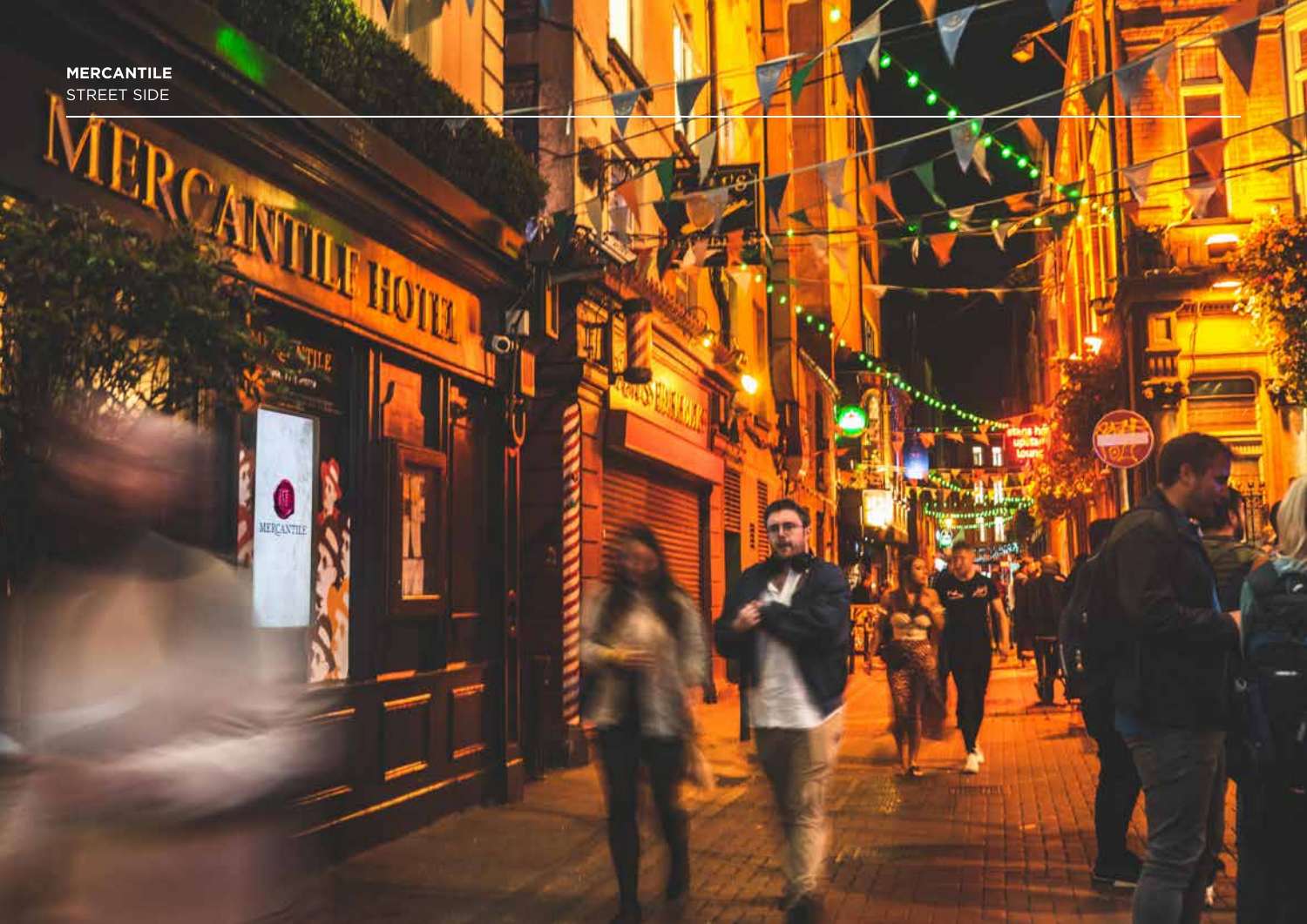**MERCANTILE**
STREET SIDE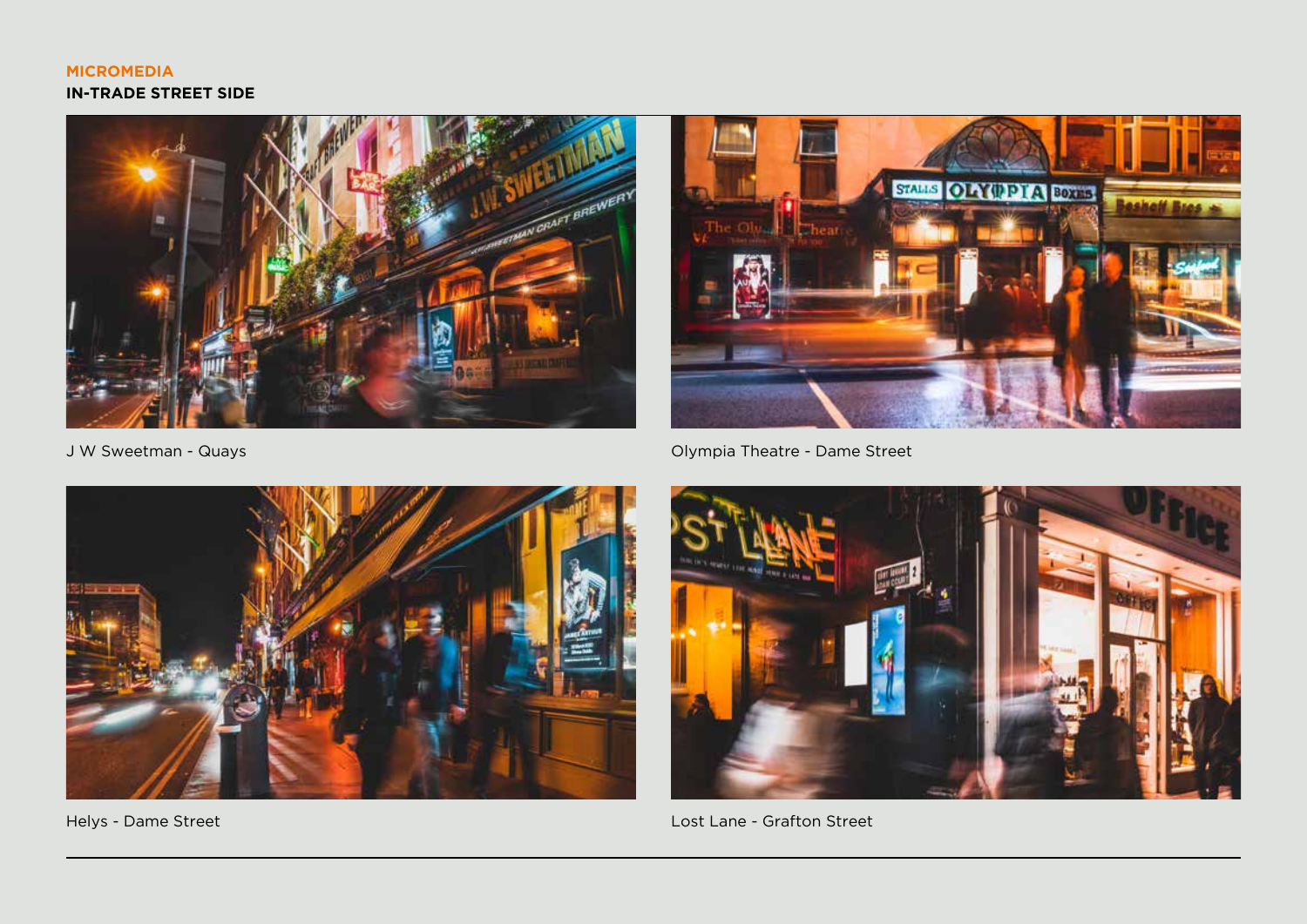**MICROMEDIA**

**IN-TRADE STREET SIDE**

J W Sweetman - Quays

Olympia Theatre - Dame Street

Helys - Dame Street

Lost Lane - Grafton Street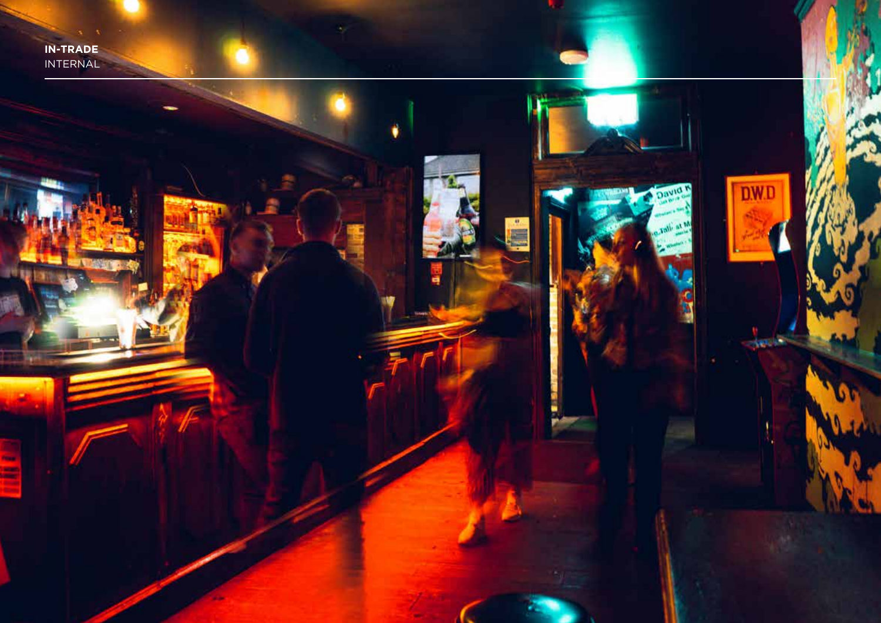**IN-TRADE**
INTERNAL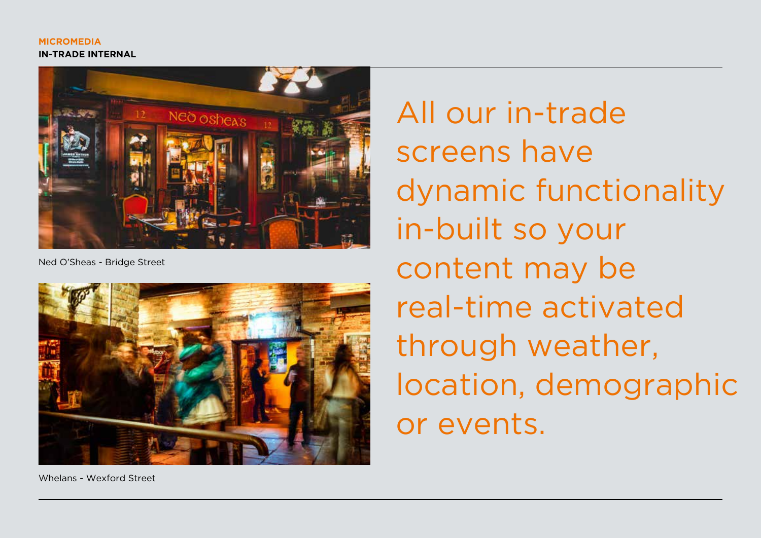**MICROMEDIA**
**IN-TRADE INTERNAL**

Ned O'Sheas - Bridge Street

Whelans - Wexford Street

## All our in-trade screens have dynamic functionality in-built so your content may be real-time activated through weather, location, demographic or events.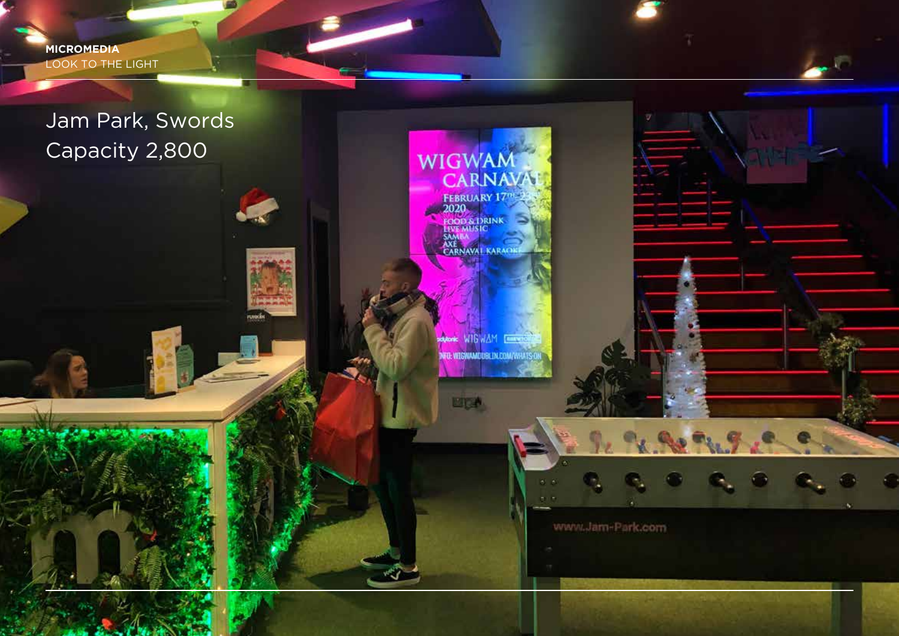# Jam Park, Swords

Capacity 2,800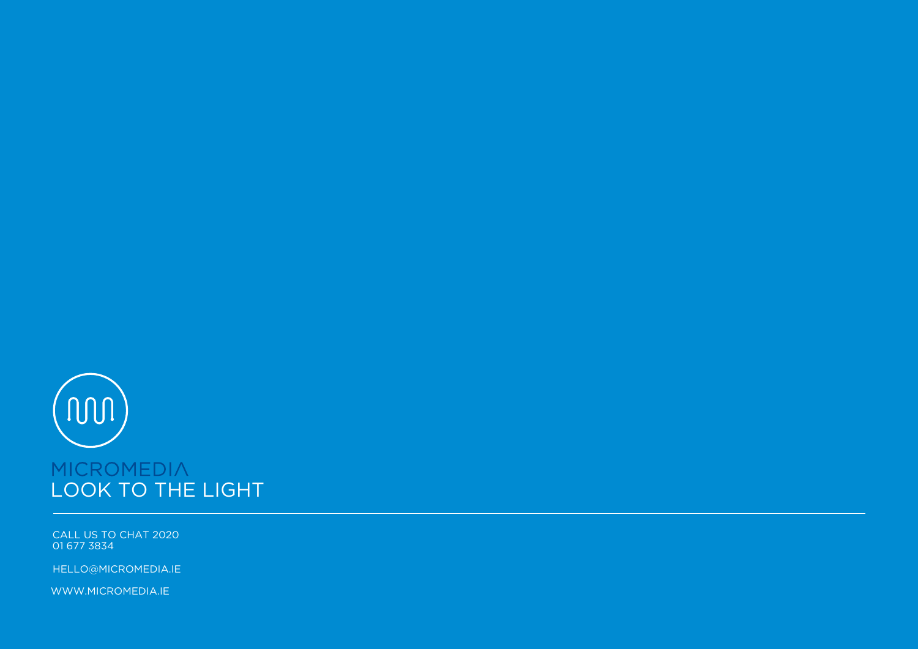MICROMEDIA
LOOK TO THE LIGHT

---

CALL US TO CHAT 2020
01 677 3834

HELLO@MICROMEDIA.IE

WWW.MICROMEDIA.IE